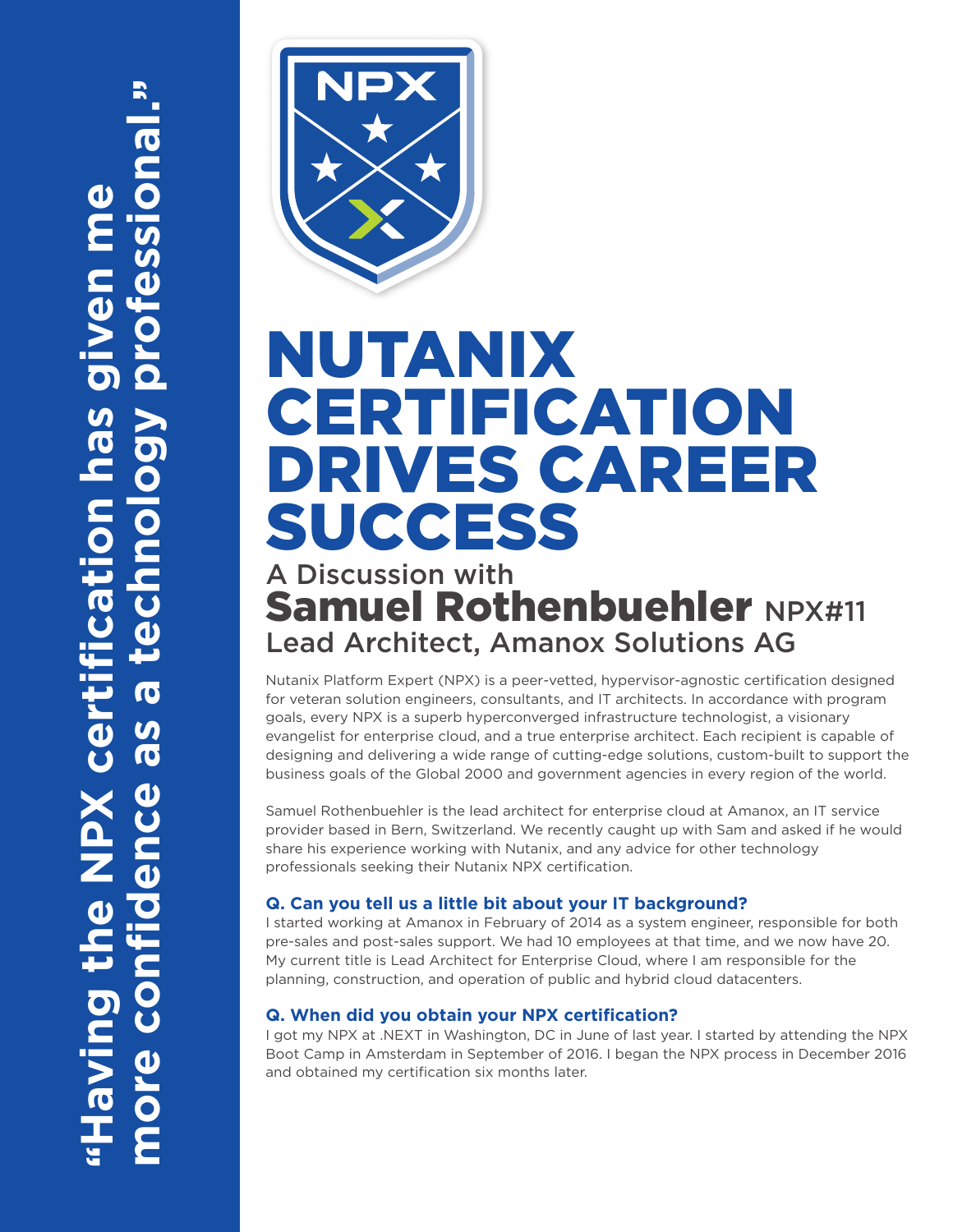“Having the NPX certification has given me more confidence as a technology professional.”

# NUTANIX CERTIFICATION DRIVES CAREER SUCCESS

## A Discussion with **Samuel Rothenbuehler** NPX#11

### Lead Architect, Amanox Solutions AG

Nutanix Platform Expert (NPX) is a peer-vetted, hypervisor-agnostic certification designed for veteran solution engineers, consultants, and IT architects. In accordance with program goals, every NPX is a superb hyperconverged infrastructure technologist, a visionary evangelist for enterprise cloud, and a true enterprise architect. Each recipient is capable of designing and delivering a wide range of cutting-edge solutions, custom-built to support the business goals of the Global 2000 and government agencies in every region of the world.

Samuel Rothenbuehler is the lead architect for enterprise cloud at Amanox, an IT service provider based in Bern, Switzerland. We recently caught up with Sam and asked if he would share his experience working with Nutanix, and any advice for other technology professionals seeking their Nutanix NPX certification.

**Q. Can you tell us a little bit about your IT background?**

I started working at Amanox in February of 2014 as a system engineer, responsible for both pre-sales and post-sales support. We had 10 employees at that time, and we now have 20. My current title is Lead Architect for Enterprise Cloud, where I am responsible for the planning, construction, and operation of public and hybrid cloud datacenters.

**Q. When did you obtain your NPX certification?**

I got my NPX at .NEXT in Washington, DC in June of last year. I started by attending the NPX Boot Camp in Amsterdam in September of 2016. I began the NPX process in December 2016 and obtained my certification six months later.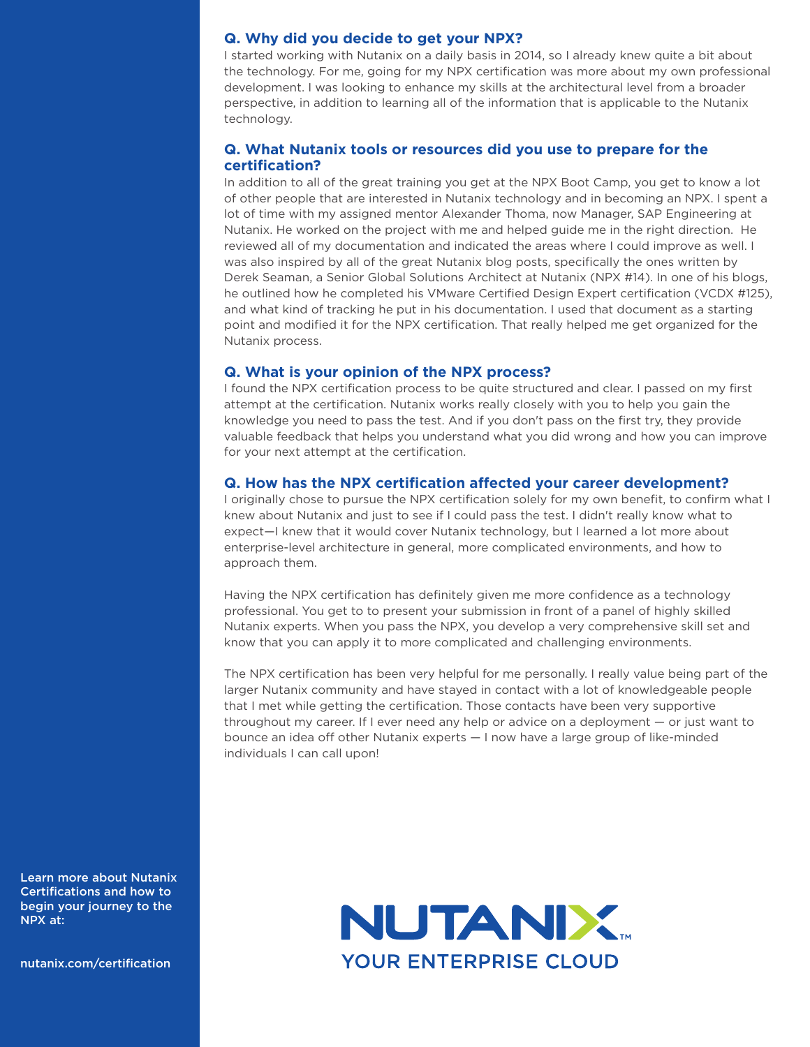### Q. Why did you decide to get your NPX?

I started working with Nutanix on a daily basis in 2014, so I already knew quite a bit about the technology. For me, going for my NPX certification was more about my own professional development. I was looking to enhance my skills at the architectural level from a broader perspective, in addition to learning all of the information that is applicable to the Nutanix technology.

### Q. What Nutanix tools or resources did you use to prepare for the certification?

In addition to all of the great training you get at the NPX Boot Camp, you get to know a lot of other people that are interested in Nutanix technology and in becoming an NPX. I spent a lot of time with my assigned mentor Alexander Thoma, now Manager, SAP Engineering at Nutanix. He worked on the project with me and helped guide me in the right direction. He reviewed all of my documentation and indicated the areas where I could improve as well. I was also inspired by all of the great Nutanix blog posts, specifically the ones written by Derek Seaman, a Senior Global Solutions Architect at Nutanix (NPX #14). In one of his blogs, he outlined how he completed his VMware Certified Design Expert certification (VCDX #125), and what kind of tracking he put in his documentation. I used that document as a starting point and modified it for the NPX certification. That really helped me get organized for the Nutanix process.

### Q. What is your opinion of the NPX process?

I found the NPX certification process to be quite structured and clear. I passed on my first attempt at the certification. Nutanix works really closely with you to help you gain the knowledge you need to pass the test. And if you don't pass on the first try, they provide valuable feedback that helps you understand what you did wrong and how you can improve for your next attempt at the certification.

### Q. How has the NPX certification affected your career development?

I originally chose to pursue the NPX certification solely for my own benefit, to confirm what I knew about Nutanix and just to see if I could pass the test. I didn't really know what to expect—I knew that it would cover Nutanix technology, but I learned a lot more about enterprise-level architecture in general, more complicated environments, and how to approach them.

Having the NPX certification has definitely given me more confidence as a technology professional. You get to to present your submission in front of a panel of highly skilled Nutanix experts. When you pass the NPX, you develop a very comprehensive skill set and know that you can apply it to more complicated and challenging environments.

The NPX certification has been very helpful for me personally. I really value being part of the larger Nutanix community and have stayed in contact with a lot of knowledgeable people that I met while getting the certification. Those contacts have been very supportive throughout my career. If I ever need any help or advice on a deployment — or just want to bounce an idea off other Nutanix experts — I now have a large group of like-minded individuals I can call upon!

Learn more about Nutanix Certifications and how to begin your journey to the NPX at:

nutanix.com/certification

NUTANIX™
YOUR ENTERPRISE CLOUD